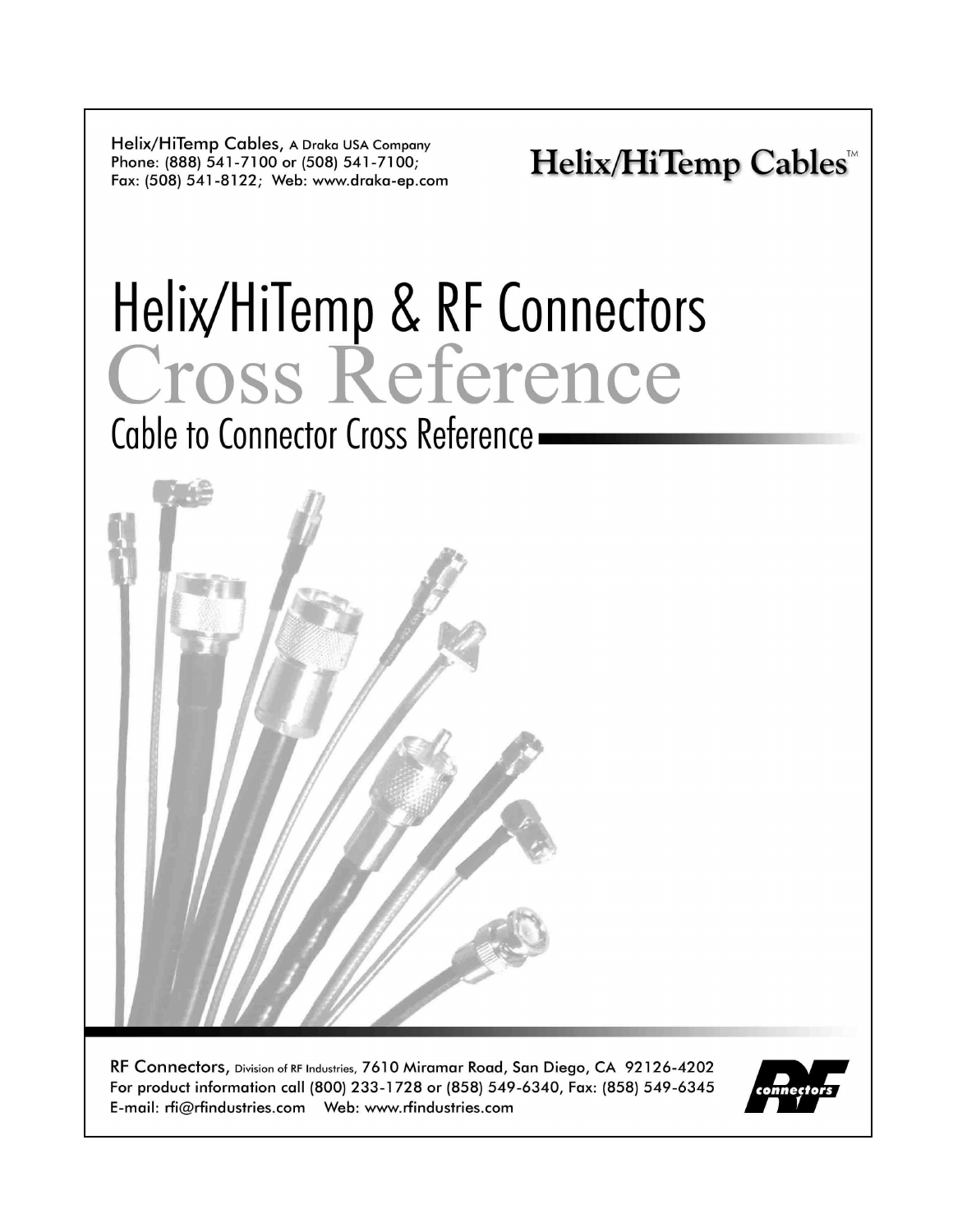Helix/HiTemp Cables, A Draka USA Company
Phone: (888) 541-7100 or (508) 541-7100;
Fax: (508) 541-8122; Web: www.draka-ep.com

**Helix/HiTemp Cables™**

# Helix/HiTemp & RF Connectors Cross Reference

## Cable to Connector Cross Reference

RF Connectors, Division of RF Industries, 7610 Miramar Road, San Diego, CA 92126-4202
For product information call (800) 233-1728 or (858) 549-6340, Fax: (858) 549-6345
E-mail: rfi@rfindustries.com Web: www.rfindustries.com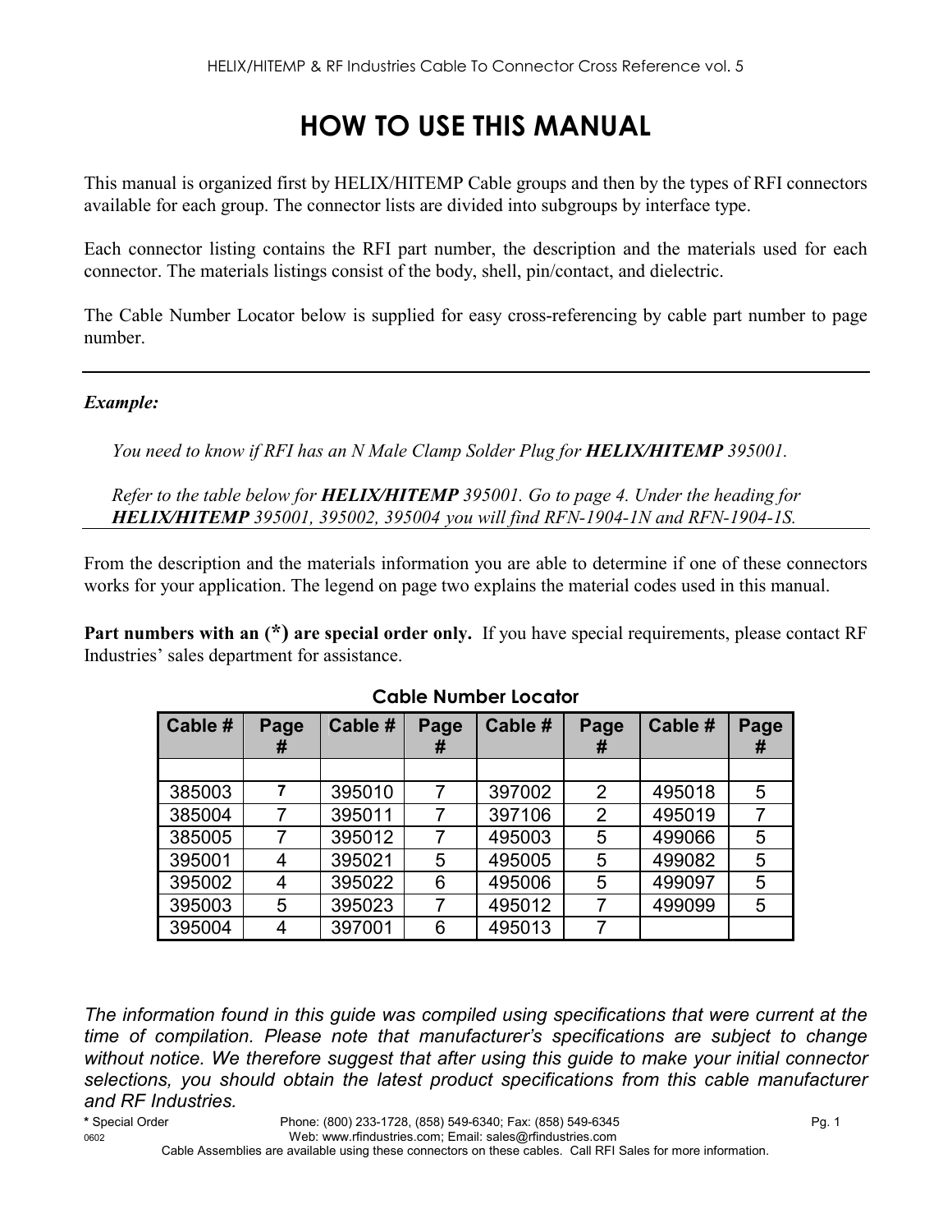# HOW TO USE THIS MANUAL

This manual is organized first by HELIX/HITEMP Cable groups and then by the types of RFI connectors available for each group. The connector lists are divided into subgroups by interface type.

Each connector listing contains the RFI part number, the description and the materials used for each connector. The materials listings consist of the body, shell, pin/contact, and dielectric.

The Cable Number Locator below is supplied for easy cross-referencing by cable part number to page number.

---

***Example:***

*You need to know if RFI has an N Male Clamp Solder Plug for **HELIX/HITEMP** 395001.*

*Refer to the table below for **HELIX/HITEMP** 395001. Go to page 4. Under the heading for **HELIX/HITEMP** 395001, 395002, 395004 you will find RFN-1904-1N and RFN-1904-1S.*

---

From the description and the materials information you are able to determine if one of these connectors works for your application. The legend on page two explains the material codes used in this manual.

**Part numbers with an (*) are special order only.** If you have special requirements, please contact RF Industries' sales department for assistance.

**Cable Number Locator**

| Cable # | Page # | Cable # | Page # | Cable # | Page # | Cable # | Page # |
|---|---|---|---|---|---|---|---|
| | | | | | | | |
| 385003 | 7 | 395010 | 7 | 397002 | 2 | 495018 | 5 |
| 385004 | 7 | 395011 | 7 | 397106 | 2 | 495019 | 7 |
| 385005 | 7 | 395012 | 7 | 495003 | 5 | 499066 | 5 |
| 395001 | 4 | 395021 | 5 | 495005 | 5 | 499082 | 5 |
| 395002 | 4 | 395022 | 6 | 495006 | 5 | 499097 | 5 |
| 395003 | 5 | 395023 | 7 | 495012 | 7 | 499099 | 5 |
| 395004 | 4 | 397001 | 6 | 495013 | 7 | | |

*The information found in this guide was compiled using specifications that were current at the time of compilation. Please note that manufacturer's specifications are subject to change without notice. We therefore suggest that after using this guide to make your initial connector selections, you should obtain the latest product specifications from this cable manufacturer and RF Industries.*

**\*** Special Order Phone: (800) 233-1728, (858) 549-6340; Fax: (858) 549-6345

Web: www.rfindustries.com; Email: sales@rfindustries.com

Cable Assemblies are available using these connectors on these cables. Call RFI Sales for more information.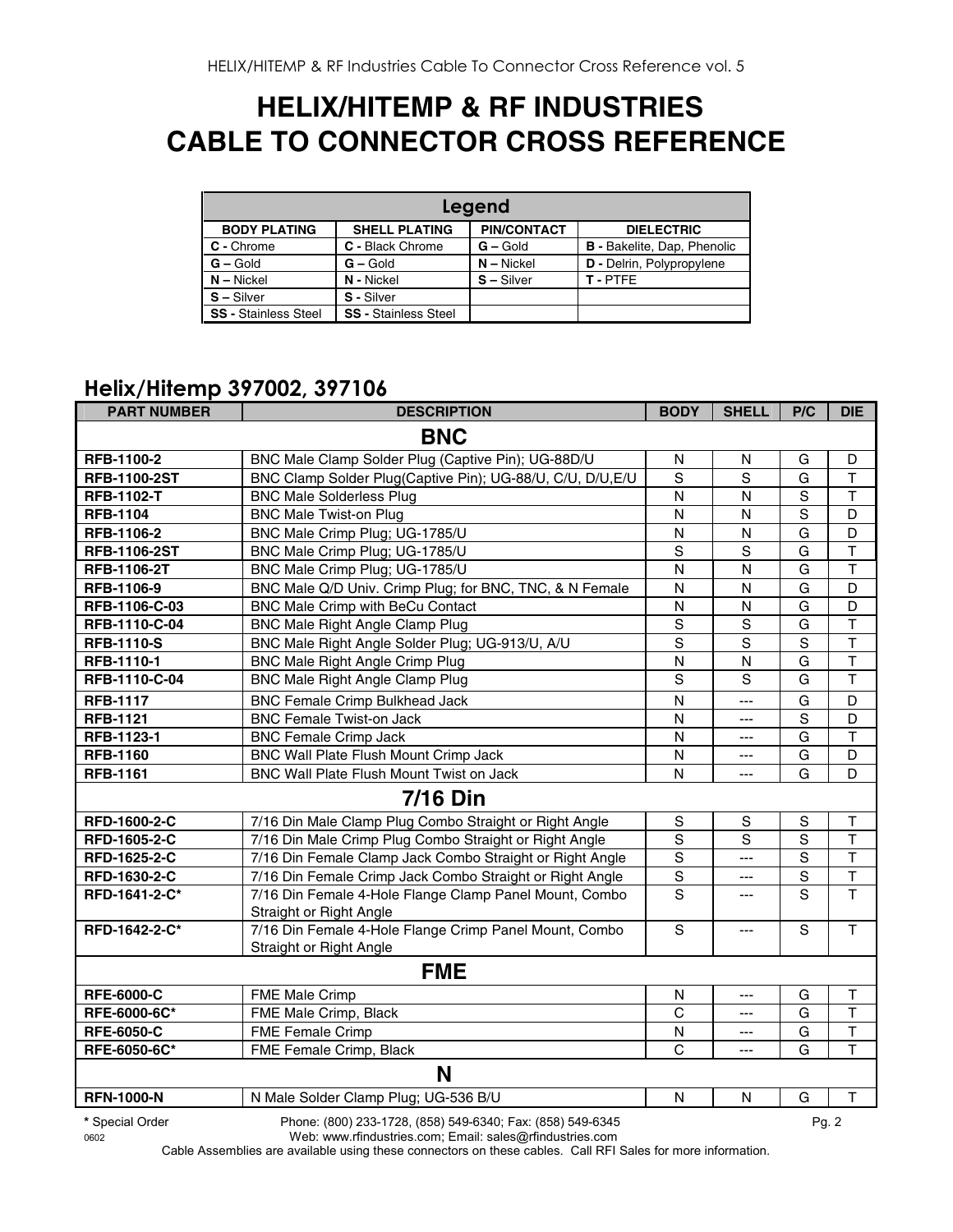# HELIX/HITEMP & RF INDUSTRIES CABLE TO CONNECTOR CROSS REFERENCE

| Legend | | | |
|---|---|---|---|
| **BODY PLATING** | **SHELL PLATING** | **PIN/CONTACT** | **DIELECTRIC** |
| **C -** Chrome | **C -** Black Chrome | **G –** Gold | **B -** Bakelite, Dap, Phenolic |
| **G –** Gold | **G –** Gold | **N –** Nickel | **D -** Delrin, Polypropylene |
| **N –** Nickel | **N -** Nickel | **S –** Silver | **T -** PTFE |
| **S –** Silver | **S -** Silver | | |
| **SS -** Stainless Steel | **SS -** Stainless Steel | | |

## Helix/Hitemp 397002, 397106

| PART NUMBER | DESCRIPTION | BODY | SHELL | P/C | DIE |
|---|---|---|---|---|---|
| **BNC** | | | | | |
| **RFB-1100-2** | BNC Male Clamp Solder Plug (Captive Pin); UG-88D/U | N | N | G | D |
| **RFB-1100-2ST** | BNC Clamp Solder Plug(Captive Pin); UG-88/U, C/U, D/U,E/U | S | S | G | T |
| **RFB-1102-T** | BNC Male Solderless Plug | N | N | S | T |
| **RFB-1104** | BNC Male Twist-on Plug | N | N | S | D |
| **RFB-1106-2** | BNC Male Crimp Plug; UG-1785/U | N | N | G | D |
| **RFB-1106-2ST** | BNC Male Crimp Plug; UG-1785/U | S | S | G | T |
| **RFB-1106-2T** | BNC Male Crimp Plug; UG-1785/U | N | N | G | T |
| **RFB-1106-9** | BNC Male Q/D Univ. Crimp Plug; for BNC, TNC, & N Female | N | N | G | D |
| **RFB-1106-C-03** | BNC Male Crimp with BeCu Contact | N | N | G | D |
| **RFB-1110-C-04** | BNC Male Right Angle Clamp Plug | S | S | G | T |
| **RFB-1110-S** | BNC Male Right Angle Solder Plug; UG-913/U, A/U | S | S | S | T |
| **RFB-1110-1** | BNC Male Right Angle Crimp Plug | N | N | G | T |
| **RFB-1110-C-04** | BNC Male Right Angle Clamp Plug | S | S | G | T |
| **RFB-1117** | BNC Female Crimp Bulkhead Jack | N | --- | G | D |
| **RFB-1121** | BNC Female Twist-on Jack | N | --- | S | D |
| **RFB-1123-1** | BNC Female Crimp Jack | N | --- | G | T |
| **RFB-1160** | BNC Wall Plate Flush Mount Crimp Jack | N | --- | G | D |
| **RFB-1161** | BNC Wall Plate Flush Mount Twist on Jack | N | --- | G | D |
| **7/16 Din** | | | | | |
| **RFD-1600-2-C** | 7/16 Din Male Clamp Plug Combo Straight or Right Angle | S | S | S | T |
| **RFD-1605-2-C** | 7/16 Din Male Crimp Plug Combo Straight or Right Angle | S | S | S | T |
| **RFD-1625-2-C** | 7/16 Din Female Clamp Jack Combo Straight or Right Angle | S | --- | S | T |
| **RFD-1630-2-C** | 7/16 Din Female Crimp Jack Combo Straight or Right Angle | S | --- | S | T |
| **RFD-1641-2-C*** | 7/16 Din Female 4-Hole Flange Clamp Panel Mount, Combo Straight or Right Angle | S | --- | S | T |
| **RFD-1642-2-C*** | 7/16 Din Female 4-Hole Flange Crimp Panel Mount, Combo Straight or Right Angle | S | --- | S | T |
| **FME** | | | | | |
| **RFE-6000-C** | FME Male Crimp | N | --- | G | T |
| **RFE-6000-6C*** | FME Male Crimp, Black | C | --- | G | T |
| **RFE-6050-C** | FME Female Crimp | N | --- | G | T |
| **RFE-6050-6C*** | FME Female Crimp, Black | C | --- | G | T |
| **N** | | | | | |
| **RFN-1000-N** | N Male Solder Clamp Plug; UG-536 B/U | N | N | G | T |

**\*** Special Order

Phone: (800) 233-1728, (858) 549-6340; Fax: (858) 549-6345
Web: www.rfindustries.com; Email: sales@rfindustries.com
Cable Assemblies are available using these connectors on these cables. Call RFI Sales for more information.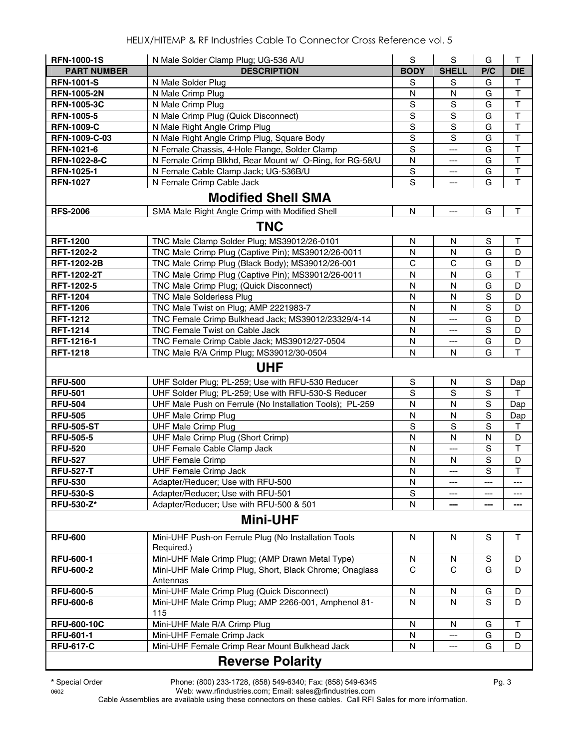| PART NUMBER | DESCRIPTION | BODY | SHELL | P/C | DIE |
|---|---|---|---|---|---|
| **RFN-1000-1S** | N Male Solder Clamp Plug; UG-536 A/U | S | S | G | T |
| **RFN-1001-S** | N Male Solder Plug | S | S | G | T |
| **RFN-1005-2N** | N Male Crimp Plug | N | N | G | T |
| **RFN-1005-3C** | N Male Crimp Plug | S | S | G | T |
| **RFN-1005-5** | N Male Crimp Plug (Quick Disconnect) | S | S | G | T |
| **RFN-1009-C** | N Male Right Angle Crimp Plug | S | S | G | T |
| **RFN-1009-C-03** | N Male Right Angle Crimp Plug, Square Body | S | S | G | T |
| **RFN-1021-6** | N Female Chassis, 4-Hole Flange, Solder Clamp | S | --- | G | T |
| **RFN-1022-8-C** | N Female Crimp Blkhd, Rear Mount w/ O-Ring, for RG-58/U | N | --- | G | T |
| **RFN-1025-1** | N Female Cable Clamp Jack; UG-536B/U | S | --- | G | T |
| **RFN-1027** | N Female Crimp Cable Jack | S | --- | G | T |
| | **Modified Shell SMA** | | | | |
| **RFS-2006** | SMA Male Right Angle Crimp with Modified Shell | N | --- | G | T |
| | **TNC** | | | | |
| **RFT-1200** | TNC Male Clamp Solder Plug; MS39012/26-0101 | N | N | S | T |
| **RFT-1202-2** | TNC Male Crimp Plug (Captive Pin); MS39012/26-0011 | N | N | G | D |
| **RFT-1202-2B** | TNC Male Crimp Plug (Black Body); MS39012/26-001 | C | C | G | D |
| **RFT-1202-2T** | TNC Male Crimp Plug (Captive Pin); MS39012/26-0011 | N | N | G | T |
| **RFT-1202-5** | TNC Male Crimp Plug; (Quick Disconnect) | N | N | G | D |
| **RFT-1204** | TNC Male Solderless Plug | N | N | S | D |
| **RFT-1206** | TNC Male Twist on Plug; AMP 2221983-7 | N | N | S | D |
| **RFT-1212** | TNC Female Crimp Bulkhead Jack; MS39012/23329/4-14 | N | --- | G | D |
| **RFT-1214** | TNC Female Twist on Cable Jack | N | --- | S | D |
| **RFT-1216-1** | TNC Female Crimp Cable Jack; MS39012/27-0504 | N | --- | G | D |
| **RFT-1218** | TNC Male R/A Crimp Plug; MS39012/30-0504 | N | N | G | T |
| | **UHF** | | | | |
| **RFU-500** | UHF Solder Plug; PL-259; Use with RFU-530 Reducer | S | N | S | Dap |
| **RFU-501** | UHF Solder Plug; PL-259; Use with RFU-530-S Reducer | S | S | S | T |
| **RFU-504** | UHF Male Push on Ferrule (No Installation Tools); PL-259 | N | N | S | Dap |
| **RFU-505** | UHF Male Crimp Plug | N | N | S | Dap |
| **RFU-505-ST** | UHF Male Crimp Plug | S | S | S | T |
| **RFU-505-5** | UHF Male Crimp Plug (Short Crimp) | N | N | N | D |
| **RFU-520** | UHF Female Cable Clamp Jack | N | --- | S | T |
| **RFU-527** | UHF Female Crimp | N | N | S | D |
| **RFU-527-T** | UHF Female Crimp Jack | N | --- | S | T |
| **RFU-530** | Adapter/Reducer; Use with RFU-500 | N | --- | --- | --- |
| **RFU-530-S** | Adapter/Reducer; Use with RFU-501 | S | --- | --- | --- |
| **RFU-530-Z*** | Adapter/Reducer; Use with RFU-500 & 501 | N | --- | --- | --- |
| | **Mini-UHF** | | | | |
| **RFU-600** | Mini-UHF Push-on Ferrule Plug (No Installation Tools Required.) | N | N | S | T |
| **RFU-600-1** | Mini-UHF Male Crimp Plug; (AMP Drawn Metal Type) | N | N | S | D |
| **RFU-600-2** | Mini-UHF Male Crimp Plug, Short, Black Chrome; Onaglass Antennas | C | C | G | D |
| **RFU-600-5** | Mini-UHF Male Crimp Plug (Quick Disconnect) | N | N | G | D |
| **RFU-600-6** | Mini-UHF Male Crimp Plug; AMP 2266-001, Amphenol 81-115 | N | N | S | D |
| **RFU-600-10C** | Mini-UHF Male R/A Crimp Plug | N | N | G | T |
| **RFU-601-1** | Mini-UHF Female Crimp Jack | N | --- | G | D |
| **RFU-617-C** | Mini-UHF Female Crimp Rear Mount Bulkhead Jack | N | --- | G | D |
| | **Reverse Polarity** | | | | |

**\*** Special Order

Phone: (800) 233-1728, (858) 549-6340; Fax: (858) 549-6345
Web: www.rfindustries.com; Email: sales@rfindustries.com
Cable Assemblies are available using these connectors on these cables. Call RFI Sales for more information.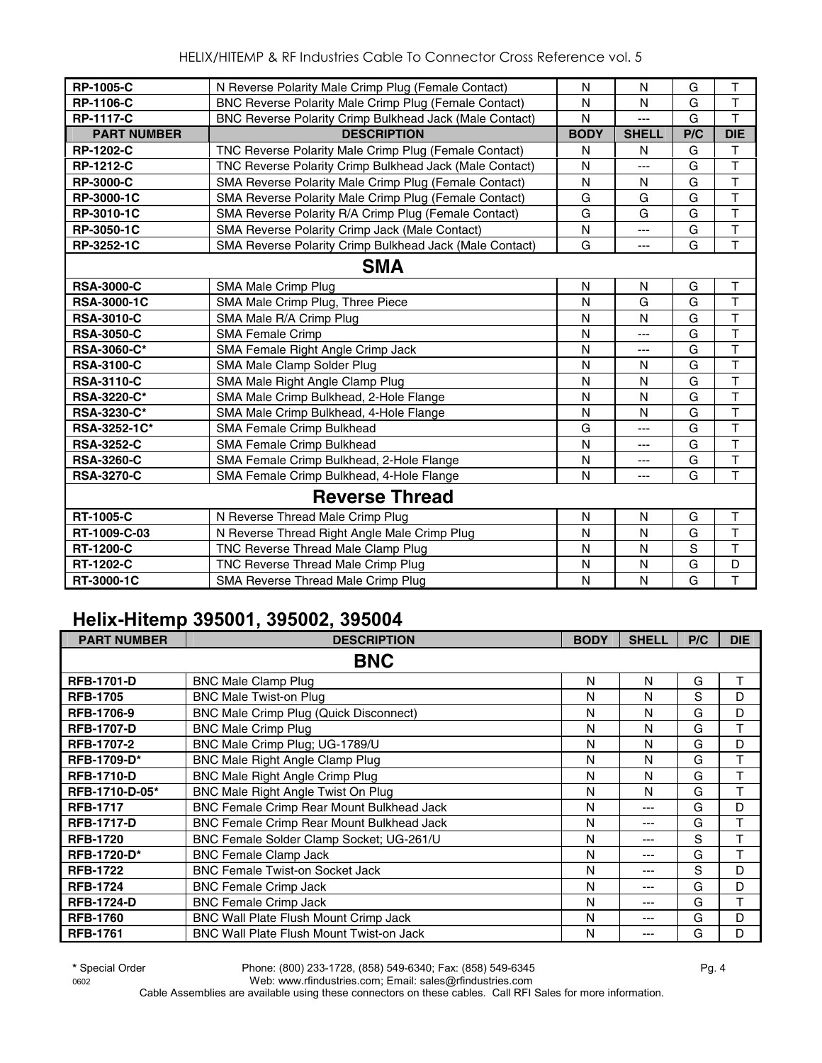| PART NUMBER | DESCRIPTION | BODY | SHELL | P/C | DIE |
|---|---|---|---|---|---|
| RP-1005-C | N Reverse Polarity Male Crimp Plug (Female Contact) | N | N | G | T |
| RP-1106-C | BNC Reverse Polarity Male Crimp Plug (Female Contact) | N | N | G | T |
| RP-1117-C | BNC Reverse Polarity Crimp Bulkhead Jack (Male Contact) | N | --- | G | T |
| **PART NUMBER** | **DESCRIPTION** | **BODY** | **SHELL** | **P/C** | **DIE** |
| RP-1202-C | TNC Reverse Polarity Male Crimp Plug (Female Contact) | N | N | G | T |
| RP-1212-C | TNC Reverse Polarity Crimp Bulkhead Jack (Male Contact) | N | --- | G | T |
| RP-3000-C | SMA Reverse Polarity Male Crimp Plug (Female Contact) | N | N | G | T |
| RP-3000-1C | SMA Reverse Polarity Male Crimp Plug (Female Contact) | G | G | G | T |
| RP-3010-1C | SMA Reverse Polarity R/A Crimp Plug (Female Contact) | G | G | G | T |
| RP-3050-1C | SMA Reverse Polarity Crimp Jack (Male Contact) | N | --- | G | T |
| RP-3252-1C | SMA Reverse Polarity Crimp Bulkhead Jack (Male Contact) | G | --- | G | T |
| **SMA** | | | | | |
| RSA-3000-C | SMA Male Crimp Plug | N | N | G | T |
| RSA-3000-1C | SMA Male Crimp Plug, Three Piece | N | G | G | T |
| RSA-3010-C | SMA Male R/A Crimp Plug | N | N | G | T |
| RSA-3050-C | SMA Female Crimp | N | --- | G | T |
| RSA-3060-C* | SMA Female Right Angle Crimp Jack | N | --- | G | T |
| RSA-3100-C | SMA Male Clamp Solder Plug | N | N | G | T |
| RSA-3110-C | SMA Male Right Angle Clamp Plug | N | N | G | T |
| RSA-3220-C* | SMA Male Crimp Bulkhead, 2-Hole Flange | N | N | G | T |
| RSA-3230-C* | SMA Male Crimp Bulkhead, 4-Hole Flange | N | N | G | T |
| RSA-3252-1C* | SMA Female Crimp Bulkhead | G | --- | G | T |
| RSA-3252-C | SMA Female Crimp Bulkhead | N | --- | G | T |
| RSA-3260-C | SMA Female Crimp Bulkhead, 2-Hole Flange | N | --- | G | T |
| RSA-3270-C | SMA Female Crimp Bulkhead, 4-Hole Flange | N | --- | G | T |
| **Reverse Thread** | | | | | |
| RT-1005-C | N Reverse Thread Male Crimp Plug | N | N | G | T |
| RT-1009-C-03 | N Reverse Thread Right Angle Male Crimp Plug | N | N | G | T |
| RT-1200-C | TNC Reverse Thread Male Clamp Plug | N | N | S | T |
| RT-1202-C | TNC Reverse Thread Male Crimp Plug | N | N | G | D |
| RT-3000-1C | SMA Reverse Thread Male Crimp Plug | N | N | G | T |

## Helix-Hitemp 395001, 395002, 395004

| PART NUMBER | DESCRIPTION | BODY | SHELL | P/C | DIE |
|---|---|---|---|---|---|
| **BNC** | | | | | |
| RFB-1701-D | BNC Male Clamp Plug | N | N | G | T |
| RFB-1705 | BNC Male Twist-on Plug | N | N | S | D |
| RFB-1706-9 | BNC Male Crimp Plug (Quick Disconnect) | N | N | G | D |
| RFB-1707-D | BNC Male Crimp Plug | N | N | G | T |
| RFB-1707-2 | BNC Male Crimp Plug; UG-1789/U | N | N | G | D |
| RFB-1709-D* | BNC Male Right Angle Clamp Plug | N | N | G | T |
| RFB-1710-D | BNC Male Right Angle Crimp Plug | N | N | G | T |
| RFB-1710-D-05* | BNC Male Right Angle Twist On Plug | N | N | G | T |
| RFB-1717 | BNC Female Crimp Rear Mount Bulkhead Jack | N | --- | G | D |
| RFB-1717-D | BNC Female Crimp Rear Mount Bulkhead Jack | N | --- | G | T |
| RFB-1720 | BNC Female Solder Clamp Socket; UG-261/U | N | --- | S | T |
| RFB-1720-D* | BNC Female Clamp Jack | N | --- | G | T |
| RFB-1722 | BNC Female Twist-on Socket Jack | N | --- | S | D |
| RFB-1724 | BNC Female Crimp Jack | N | --- | G | D |
| RFB-1724-D | BNC Female Crimp Jack | N | --- | G | T |
| RFB-1760 | BNC Wall Plate Flush Mount Crimp Jack | N | --- | G | D |
| RFB-1761 | BNC Wall Plate Flush Mount Twist-on Jack | N | --- | G | D |

* Special Order Phone: (800) 233-1728, (858) 549-6340; Fax: (858) 549-6345
0602 Web: www.rfindustries.com; Email: sales@rfindustries.com
Cable Assemblies are available using these connectors on these cables. Call RFI Sales for more information.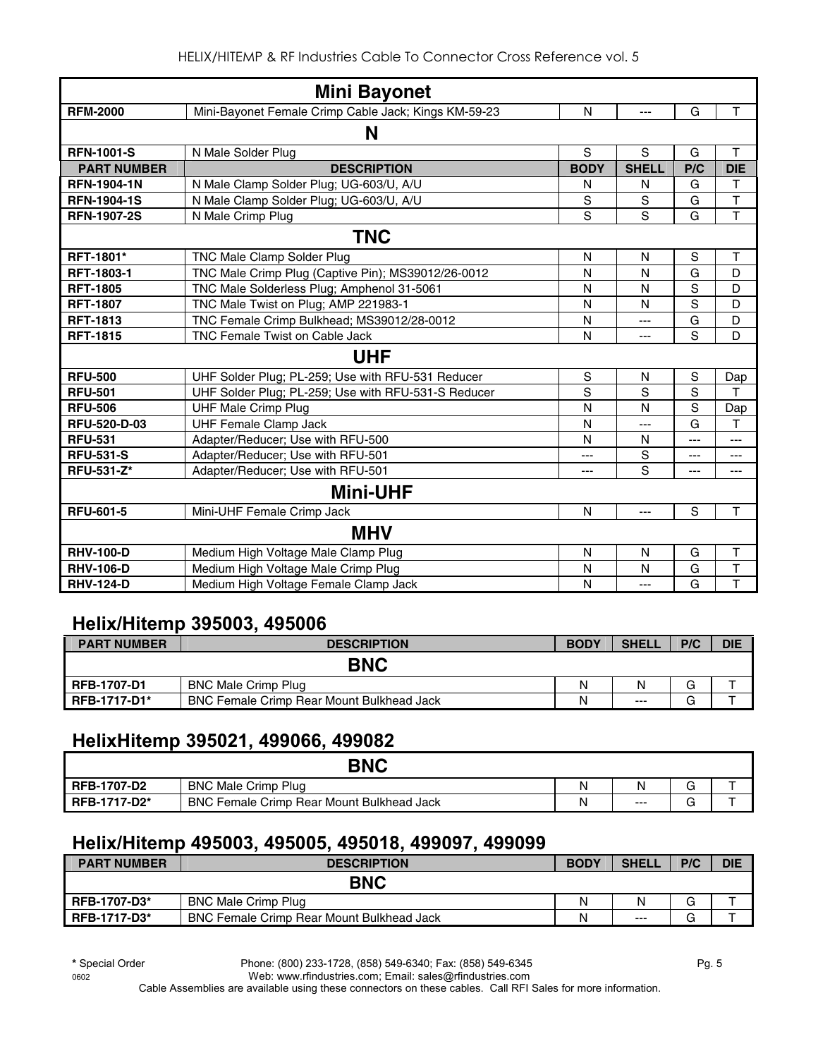| | **Mini Bayonet** | | | | |
|---|---|---|---|---|---|
| **RFM-2000** | Mini-Bayonet Female Crimp Cable Jack; Kings KM-59-23 | N | --- | G | T |
| | **N** | | | | |
| **RFN-1001-S** | N Male Solder Plug | S | S | G | T |
| **PART NUMBER** | **DESCRIPTION** | **BODY** | **SHELL** | **P/C** | **DIE** |
| **RFN-1904-1N** | N Male Clamp Solder Plug; UG-603/U, A/U | N | N | G | T |
| **RFN-1904-1S** | N Male Clamp Solder Plug; UG-603/U, A/U | S | S | G | T |
| **RFN-1907-2S** | N Male Crimp Plug | S | S | G | T |
| | **TNC** | | | | |
| **RFT-1801*** | TNC Male Clamp Solder Plug | N | N | S | T |
| **RFT-1803-1** | TNC Male Crimp Plug (Captive Pin); MS39012/26-0012 | N | N | G | D |
| **RFT-1805** | TNC Male Solderless Plug; Amphenol 31-5061 | N | N | S | D |
| **RFT-1807** | TNC Male Twist on Plug; AMP 221983-1 | N | N | S | D |
| **RFT-1813** | TNC Female Crimp Bulkhead; MS39012/28-0012 | N | --- | G | D |
| **RFT-1815** | TNC Female Twist on Cable Jack | N | --- | S | D |
| | **UHF** | | | | |
| **RFU-500** | UHF Solder Plug; PL-259; Use with RFU-531 Reducer | S | N | S | Dap |
| **RFU-501** | UHF Solder Plug; PL-259; Use with RFU-531-S Reducer | S | S | S | T |
| **RFU-506** | UHF Male Crimp Plug | N | N | S | Dap |
| **RFU-520-D-03** | UHF Female Clamp Jack | N | --- | G | T |
| **RFU-531** | Adapter/Reducer; Use with RFU-500 | N | N | --- | --- |
| **RFU-531-S** | Adapter/Reducer; Use with RFU-501 | --- | S | --- | --- |
| **RFU-531-Z*** | Adapter/Reducer; Use with RFU-501 | --- | S | --- | --- |
| | **Mini-UHF** | | | | |
| **RFU-601-5** | Mini-UHF Female Crimp Jack | N | --- | S | T |
| | **MHV** | | | | |
| **RHV-100-D** | Medium High Voltage Male Clamp Plug | N | N | G | T |
| **RHV-106-D** | Medium High Voltage Male Crimp Plug | N | N | G | T |
| **RHV-124-D** | Medium High Voltage Female Clamp Jack | N | --- | G | T |

## Helix/Hitemp 395003, 495006

| PART NUMBER | DESCRIPTION | BODY | SHELL | P/C | DIE |
|---|---|---|---|---|---|
| | **BNC** | | | | |
| **RFB-1707-D1** | BNC Male Crimp Plug | N | N | G | T |
| **RFB-1717-D1*** | BNC Female Crimp Rear Mount Bulkhead Jack | N | --- | G | T |

## HelixHitemp 395021, 499066, 499082

| | **BNC** | | | | |
|---|---|---|---|---|---|
| **RFB-1707-D2** | BNC Male Crimp Plug | N | N | G | T |
| **RFB-1717-D2*** | BNC Female Crimp Rear Mount Bulkhead Jack | N | --- | G | T |

## Helix/Hitemp 495003, 495005, 495018, 499097, 499099

| PART NUMBER | DESCRIPTION | BODY | SHELL | P/C | DIE |
|---|---|---|---|---|---|
| | **BNC** | | | | |
| **RFB-1707-D3*** | BNC Male Crimp Plug | N | N | G | T |
| **RFB-1717-D3*** | BNC Female Crimp Rear Mount Bulkhead Jack | N | --- | G | T |

**\*** Special Order

Phone: (800) 233-1728, (858) 549-6340; Fax: (858) 549-6345
Web: www.rfindustries.com; Email: sales@rfindustries.com

0602

Cable Assemblies are available using these connectors on these cables. Call RFI Sales for more information.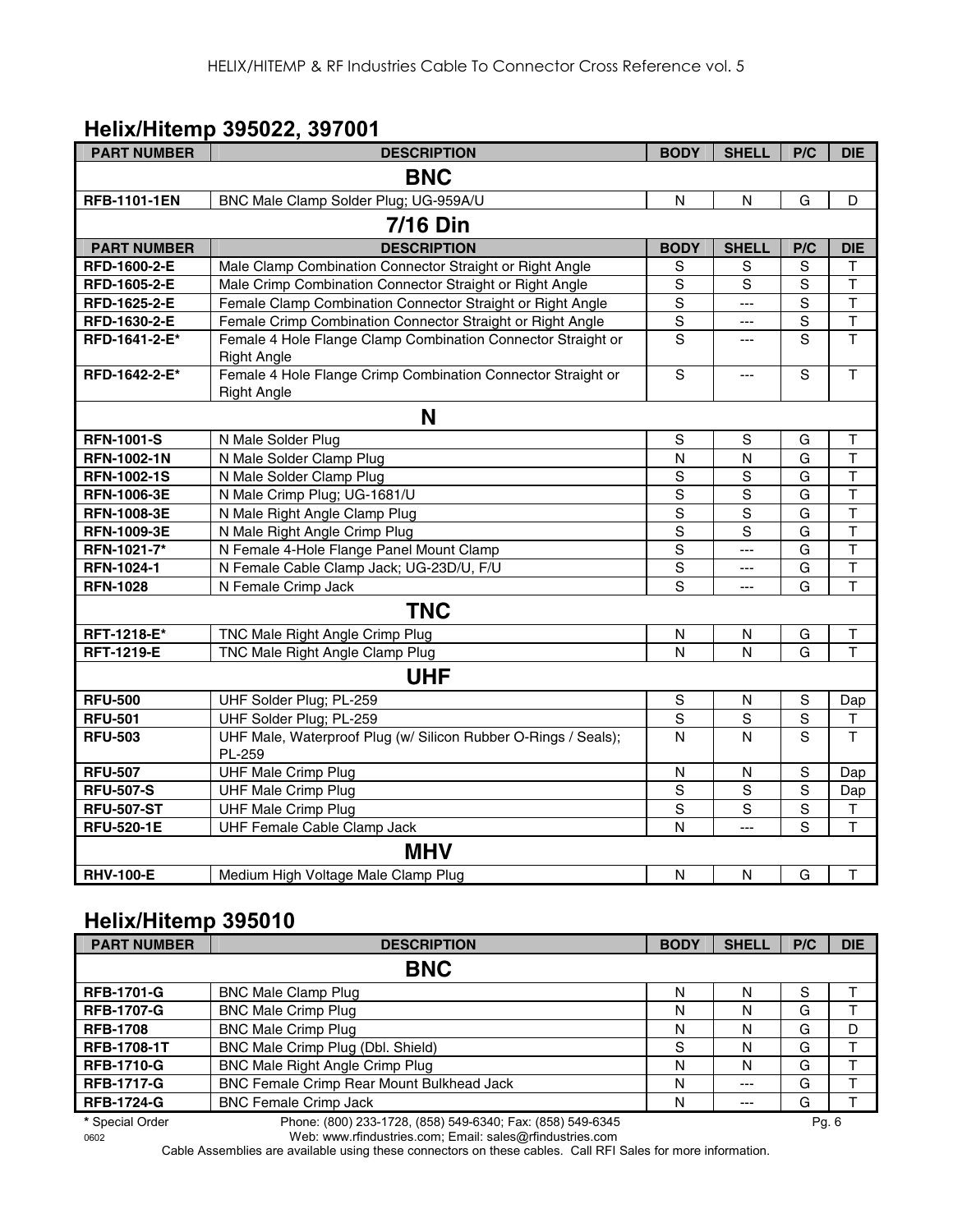## Helix/Hitemp 395022, 397001

| PART NUMBER | DESCRIPTION | BODY | SHELL | P/C | DIE |
|---|---|---|---|---|---|
| | **BNC** | | | | |
| RFB-1101-1EN | BNC Male Clamp Solder Plug; UG-959A/U | N | N | G | D |
| | **7/16 Din** | | | | |
| **PART NUMBER** | **DESCRIPTION** | **BODY** | **SHELL** | **P/C** | **DIE** |
| RFD-1600-2-E | Male Clamp Combination Connector Straight or Right Angle | S | S | S | T |
| RFD-1605-2-E | Male Crimp Combination Connector Straight or Right Angle | S | S | S | T |
| RFD-1625-2-E | Female Clamp Combination Connector Straight or Right Angle | S | --- | S | T |
| RFD-1630-2-E | Female Crimp Combination Connector Straight or Right Angle | S | --- | S | T |
| RFD-1641-2-E* | Female 4 Hole Flange Clamp Combination Connector Straight or Right Angle | S | --- | S | T |
| RFD-1642-2-E* | Female 4 Hole Flange Crimp Combination Connector Straight or Right Angle | S | --- | S | T |
| | **N** | | | | |
| RFN-1001-S | N Male Solder Plug | S | S | G | T |
| RFN-1002-1N | N Male Solder Clamp Plug | N | N | G | T |
| RFN-1002-1S | N Male Solder Clamp Plug | S | S | G | T |
| RFN-1006-3E | N Male Crimp Plug; UG-1681/U | S | S | G | T |
| RFN-1008-3E | N Male Right Angle Clamp Plug | S | S | G | T |
| RFN-1009-3E | N Male Right Angle Crimp Plug | S | S | G | T |
| RFN-1021-7* | N Female 4-Hole Flange Panel Mount Clamp | S | --- | G | T |
| RFN-1024-1 | N Female Cable Clamp Jack; UG-23D/U, F/U | S | --- | G | T |
| RFN-1028 | N Female Crimp Jack | S | --- | G | T |
| | **TNC** | | | | |
| RFT-1218-E* | TNC Male Right Angle Crimp Plug | N | N | G | T |
| RFT-1219-E | TNC Male Right Angle Clamp Plug | N | N | G | T |
| | **UHF** | | | | |
| RFU-500 | UHF Solder Plug; PL-259 | S | N | S | Dap |
| RFU-501 | UHF Solder Plug; PL-259 | S | S | S | T |
| RFU-503 | UHF Male, Waterproof Plug (w/ Silicon Rubber O-Rings / Seals); PL-259 | N | N | S | T |
| RFU-507 | UHF Male Crimp Plug | N | N | S | Dap |
| RFU-507-S | UHF Male Crimp Plug | S | S | S | Dap |
| RFU-507-ST | UHF Male Crimp Plug | S | S | S | T |
| RFU-520-1E | UHF Female Cable Clamp Jack | N | --- | S | T |
| | **MHV** | | | | |
| RHV-100-E | Medium High Voltage Male Clamp Plug | N | N | G | T |

## Helix/Hitemp 395010

| PART NUMBER | DESCRIPTION | BODY | SHELL | P/C | DIE |
|---|---|---|---|---|---|
| | **BNC** | | | | |
| RFB-1701-G | BNC Male Clamp Plug | N | N | S | T |
| RFB-1707-G | BNC Male Crimp Plug | N | N | G | T |
| RFB-1708 | BNC Male Crimp Plug | N | N | G | D |
| RFB-1708-1T | BNC Male Crimp Plug (Dbl. Shield) | S | N | G | T |
| RFB-1710-G | BNC Male Right Angle Crimp Plug | N | N | G | T |
| RFB-1717-G | BNC Female Crimp Rear Mount Bulkhead Jack | N | --- | G | T |
| RFB-1724-G | BNC Female Crimp Jack | N | --- | G | T |

* Special Order

Phone: (800) 233-1728, (858) 549-6340; Fax: (858) 549-6345

Web: www.rfindustries.com; Email: sales@rfindustries.com

Cable Assemblies are available using these connectors on these cables. Call RFI Sales for more information.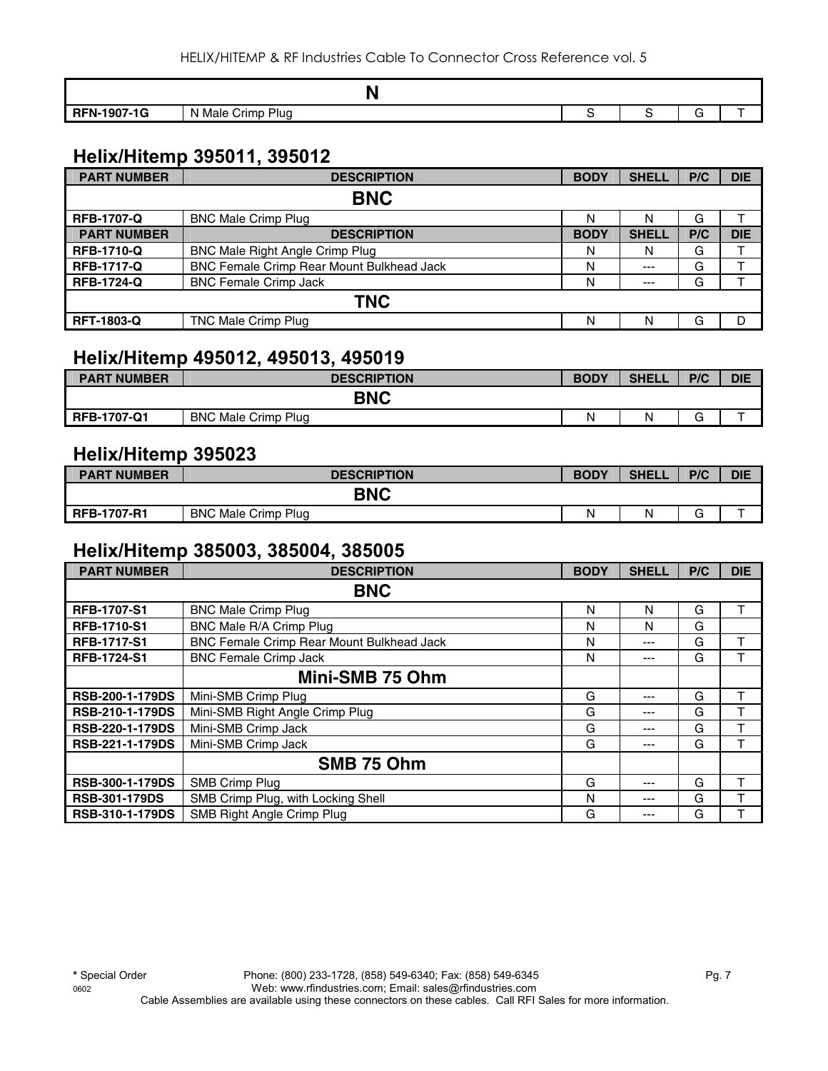| | | | | | |
|---|---|---|---|---|---|
| | **N** | | | | |
| **RFN-1907-1G** | N Male Crimp Plug | S | S | G | T |

## Helix/Hitemp 395011, 395012

| PART NUMBER | DESCRIPTION | BODY | SHELL | P/C | DIE |
|---|---|---|---|---|---|
| | **BNC** | | | | |
| **RFB-1707-Q** | BNC Male Crimp Plug | N | N | G | T |
| **PART NUMBER** | **DESCRIPTION** | **BODY** | **SHELL** | **P/C** | **DIE** |
| **RFB-1710-Q** | BNC Male Right Angle Crimp Plug | N | N | G | T |
| **RFB-1717-Q** | BNC Female Crimp Rear Mount Bulkhead Jack | N | --- | G | T |
| **RFB-1724-Q** | BNC Female Crimp Jack | N | --- | G | T |
| | **TNC** | | | | |
| **RFT-1803-Q** | TNC Male Crimp Plug | N | N | G | D |

## Helix/Hitemp 495012, 495013, 495019

| PART NUMBER | DESCRIPTION | BODY | SHELL | P/C | DIE |
|---|---|---|---|---|---|
| | **BNC** | | | | |
| **RFB-1707-Q1** | BNC Male Crimp Plug | N | N | G | T |

## Helix/Hitemp 395023

| PART NUMBER | DESCRIPTION | BODY | SHELL | P/C | DIE |
|---|---|---|---|---|---|
| | **BNC** | | | | |
| **RFB-1707-R1** | BNC Male Crimp Plug | N | N | G | T |

## Helix/Hitemp 385003, 385004, 385005

| PART NUMBER | DESCRIPTION | BODY | SHELL | P/C | DIE |
|---|---|---|---|---|---|
| | **BNC** | | | | |
| **RFB-1707-S1** | BNC Male Crimp Plug | N | N | G | T |
| **RFB-1710-S1** | BNC Male R/A Crimp Plug | N | N | G | |
| **RFB-1717-S1** | BNC Female Crimp Rear Mount Bulkhead Jack | N | --- | G | T |
| **RFB-1724-S1** | BNC Female Crimp Jack | N | --- | G | T |
| | **Mini-SMB 75 Ohm** | | | | |
| **RSB-200-1-179DS** | Mini-SMB Crimp Plug | G | --- | G | T |
| **RSB-210-1-179DS** | Mini-SMB Right Angle Crimp Plug | G | --- | G | T |
| **RSB-220-1-179DS** | Mini-SMB Crimp Jack | G | --- | G | T |
| **RSB-221-1-179DS** | Mini-SMB Crimp Jack | G | --- | G | T |
| | **SMB 75 Ohm** | | | | |
| **RSB-300-1-179DS** | SMB Crimp Plug | G | --- | G | T |
| **RSB-301-179DS** | SMB Crimp Plug, with Locking Shell | N | --- | G | T |
| **RSB-310-1-179DS** | SMB Right Angle Crimp Plug | G | --- | G | T |

**\*** Special Order Phone: (800) 233-1728, (858) 549-6340; Fax: (858) 549-6345
0602 Web: www.rfindustries.com; Email: sales@rfindustries.com
Cable Assemblies are available using these connectors on these cables. Call RFI Sales for more information.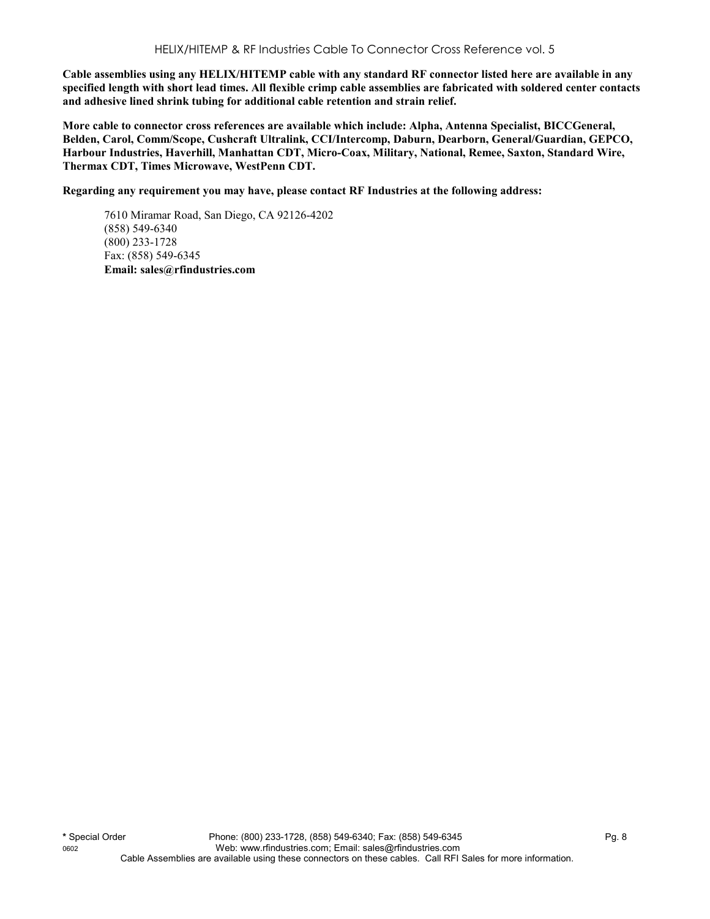**Cable assemblies using any HELIX/HITEMP cable with any standard RF connector listed here are available in any specified length with short lead times. All flexible crimp cable assemblies are fabricated with soldered center contacts and adhesive lined shrink tubing for additional cable retention and strain relief.**

**More cable to connector cross references are available which include: Alpha, Antenna Specialist, BICCGeneral, Belden, Carol, Comm/Scope, Cushcraft Ultralink, CCI/Intercomp, Daburn, Dearborn, General/Guardian, GEPCO, Harbour Industries, Haverhill, Manhattan CDT, Micro-Coax, Military, National, Remee, Saxton, Standard Wire, Thermax CDT, Times Microwave, WestPenn CDT.**

**Regarding any requirement you may have, please contact RF Industries at the following address:**

7610 Miramar Road, San Diego, CA 92126-4202
(858) 549-6340
(800) 233-1728
Fax: (858) 549-6345
**Email: sales@rfindustries.com**